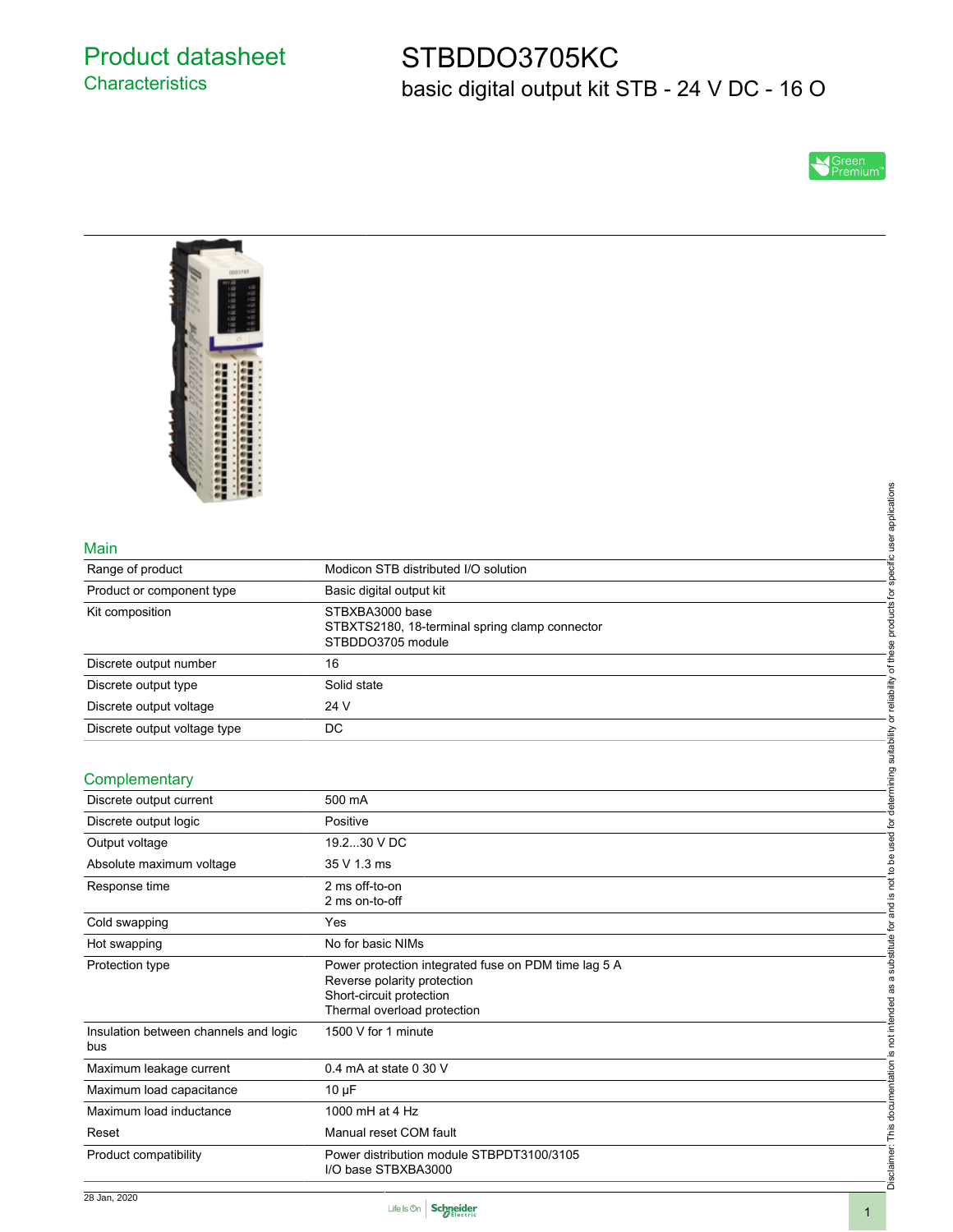# Product datasheet

## Characteristics

# STBDDO3705KC

basic digital output kit STB - 24 V DC - 16 O

Green Premium™

## Main

| | |
|---|---|
| Range of product | Modicon STB distributed I/O solution |
| Product or component type | Basic digital output kit |
| Kit composition | STBXBA3000 base<br>STBXTS2180, 18-terminal spring clamp connector<br>STBDDO3705 module |
| Discrete output number | 16 |
| Discrete output type | Solid state |
| Discrete output voltage | 24 V |
| Discrete output voltage type | DC |

## Complementary

| | |
|---|---|
| Discrete output current | 500 mA |
| Discrete output logic | Positive |
| Output voltage | 19.2...30 V DC |
| Absolute maximum voltage | 35 V 1.3 ms |
| Response time | 2 ms off-to-on<br>2 ms on-to-off |
| Cold swapping | Yes |
| Hot swapping | No for basic NIMs |
| Protection type | Power protection integrated fuse on PDM time lag 5 A<br>Reverse polarity protection<br>Short-circuit protection<br>Thermal overload protection |
| Insulation between channels and logic bus | 1500 V for 1 minute |
| Maximum leakage current | 0.4 mA at state 0 30 V |
| Maximum load capacitance | 10 µF |
| Maximum load inductance | 1000 mH at 4 Hz |
| Reset | Manual reset COM fault |
| Product compatibility | Power distribution module STBPDT3100/3105<br>I/O base STBXBA3000 |

Disclaimer: This documentation is not intended as a substitute for and is not to be used for determining suitability or reliability of these products for specific user applications

28 Jan, 2020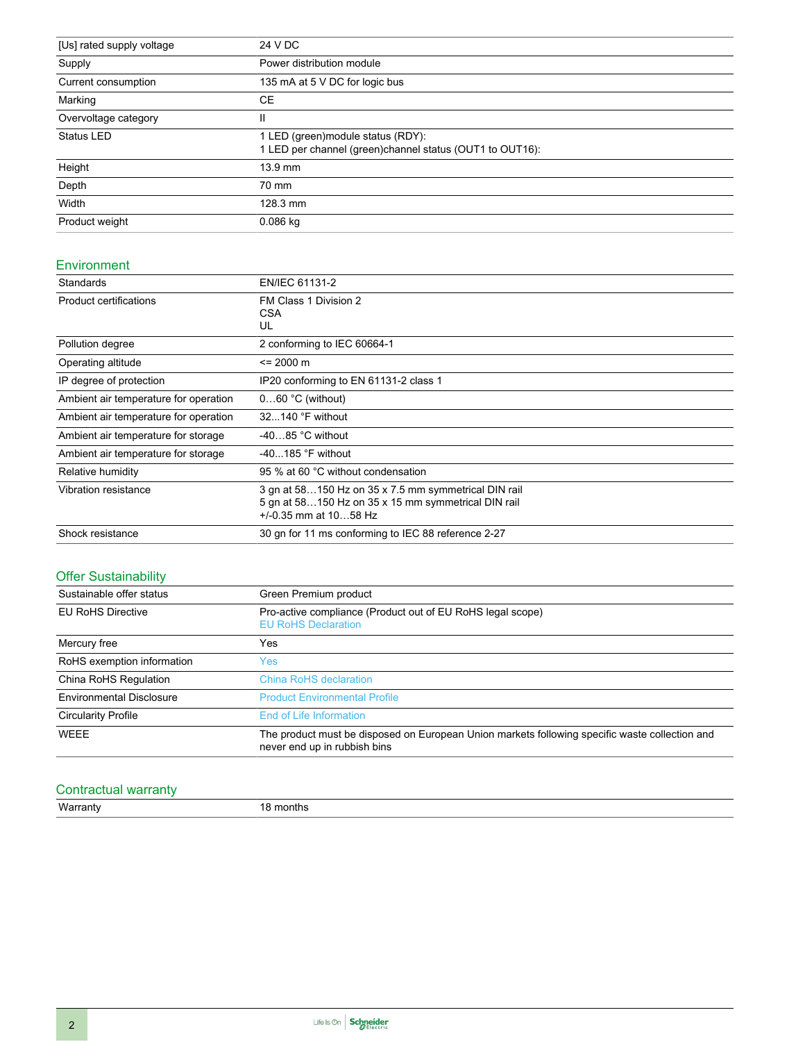| [Us] rated supply voltage | 24 V DC |
|---|---|
| Supply | Power distribution module |
| Current consumption | 135 mA at 5 V DC for logic bus |
| Marking | CE |
| Overvoltage category | II |
| Status LED | 1 LED (green)module status (RDY):<br>1 LED per channel (green)channel status (OUT1 to OUT16): |
| Height | 13.9 mm |
| Depth | 70 mm |
| Width | 128.3 mm |
| Product weight | 0.086 kg |

## Environment

| Standards | EN/IEC 61131-2 |
|---|---|
| Product certifications | FM Class 1 Division 2<br>CSA<br>UL |
| Pollution degree | 2 conforming to IEC 60664-1 |
| Operating altitude | <= 2000 m |
| IP degree of protection | IP20 conforming to EN 61131-2 class 1 |
| Ambient air temperature for operation | 0…60 °C (without) |
| Ambient air temperature for operation | 32...140 °F without |
| Ambient air temperature for storage | -40…85 °C without |
| Ambient air temperature for storage | -40...185 °F without |
| Relative humidity | 95 % at 60 °C without condensation |
| Vibration resistance | 3 gn at 58…150 Hz on 35 x 7.5 mm symmetrical DIN rail<br>5 gn at 58…150 Hz on 35 x 15 mm symmetrical DIN rail<br>+/-0.35 mm at 10…58 Hz |
| Shock resistance | 30 gn for 11 ms conforming to IEC 88 reference 2-27 |

## Offer Sustainability

| Sustainable offer status | Green Premium product |
|---|---|
| EU RoHS Directive | Pro-active compliance (Product out of EU RoHS legal scope)<br>EU RoHS Declaration |
| Mercury free | Yes |
| RoHS exemption information | Yes |
| China RoHS Regulation | China RoHS declaration |
| Environmental Disclosure | Product Environmental Profile |
| Circularity Profile | End of Life Information |
| WEEE | The product must be disposed on European Union markets following specific waste collection and never end up in rubbish bins |

## Contractual warranty

| Warranty | 18 months |
|---|---|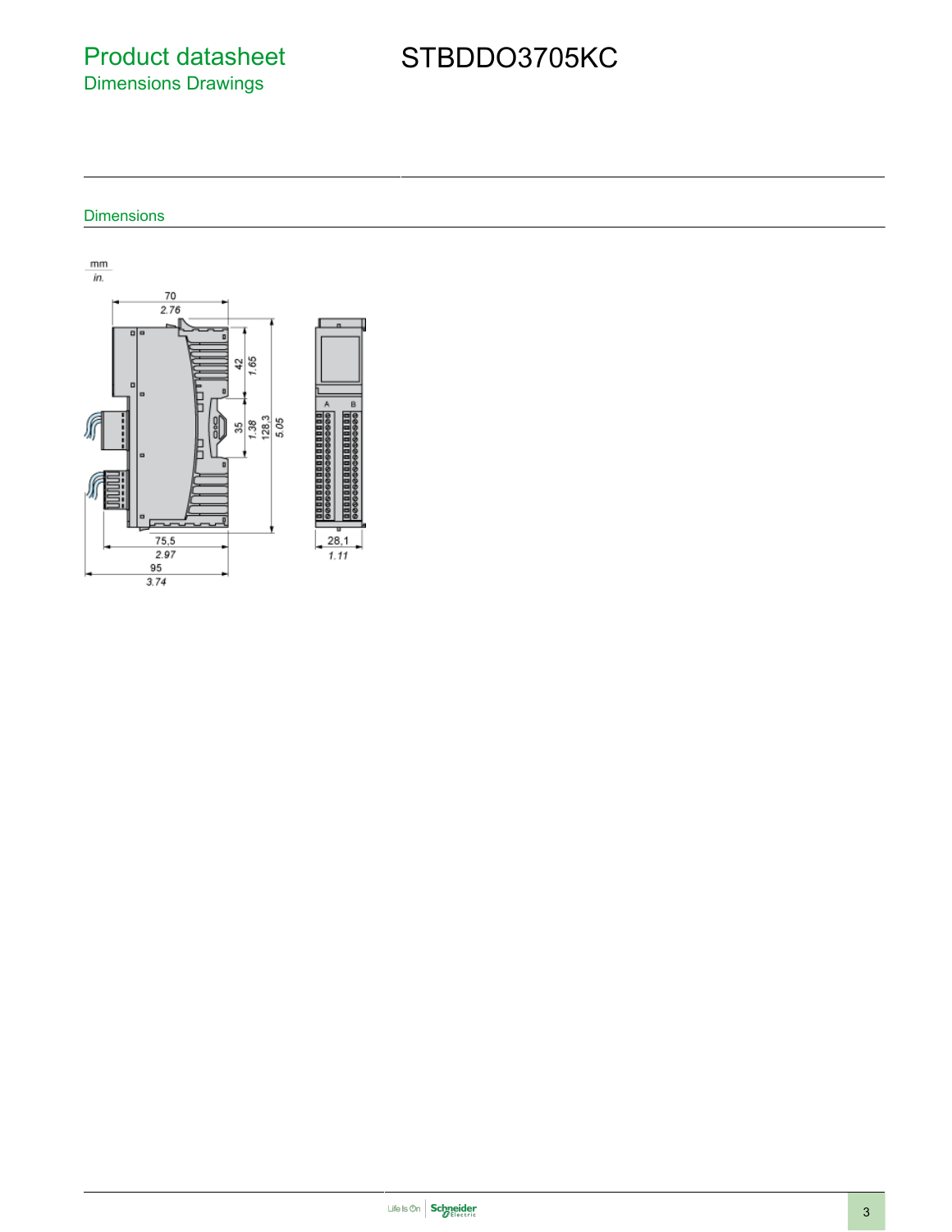# Product datasheet
## Dimensions Drawings

# STBDDO3705KC

### Dimensions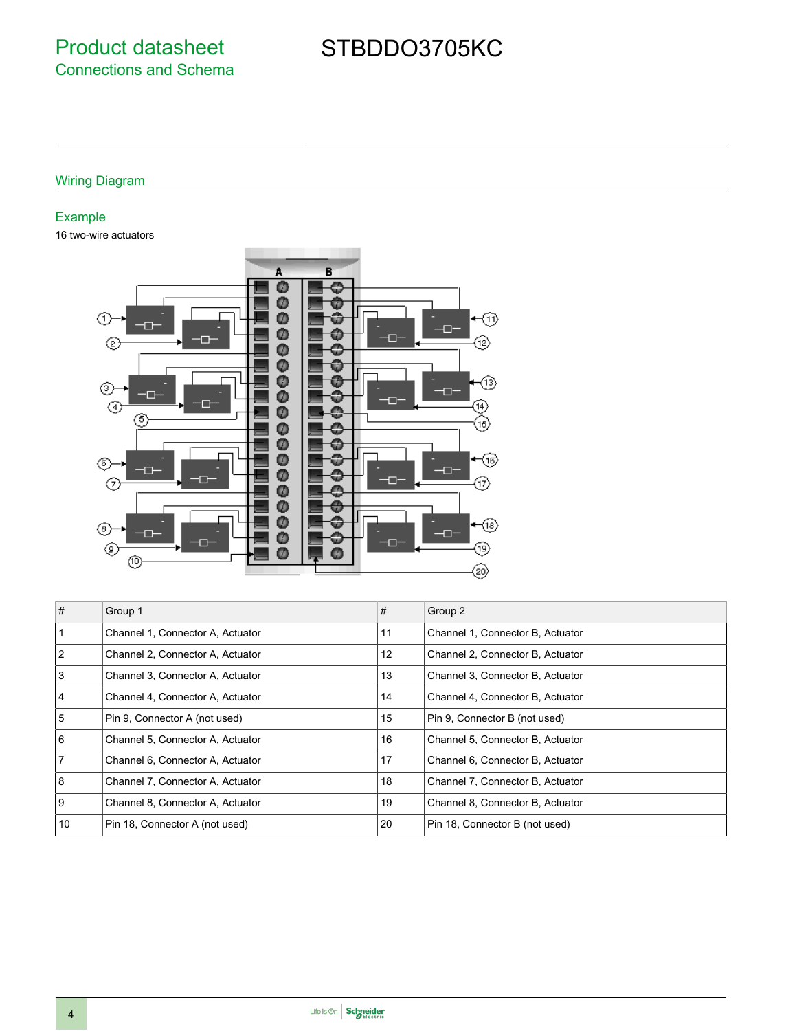# Product datasheet

## Connections and Schema

STBDDO3705KC

## Wiring Diagram

### Example

16 two-wire actuators

A

B

| # | Group 1 | # | Group 2 |
|---|---|---|---|
| 1 | Channel 1, Connector A, Actuator | 11 | Channel 1, Connector B, Actuator |
| 2 | Channel 2, Connector A, Actuator | 12 | Channel 2, Connector B, Actuator |
| 3 | Channel 3, Connector A, Actuator | 13 | Channel 3, Connector B, Actuator |
| 4 | Channel 4, Connector A, Actuator | 14 | Channel 4, Connector B, Actuator |
| 5 | Pin 9, Connector A (not used) | 15 | Pin 9, Connector B (not used) |
| 6 | Channel 5, Connector A, Actuator | 16 | Channel 5, Connector B, Actuator |
| 7 | Channel 6, Connector A, Actuator | 17 | Channel 6, Connector B, Actuator |
| 8 | Channel 7, Connector A, Actuator | 18 | Channel 7, Connector B, Actuator |
| 9 | Channel 8, Connector A, Actuator | 19 | Channel 8, Connector B, Actuator |
| 10 | Pin 18, Connector A (not used) | 20 | Pin 18, Connector B (not used) |